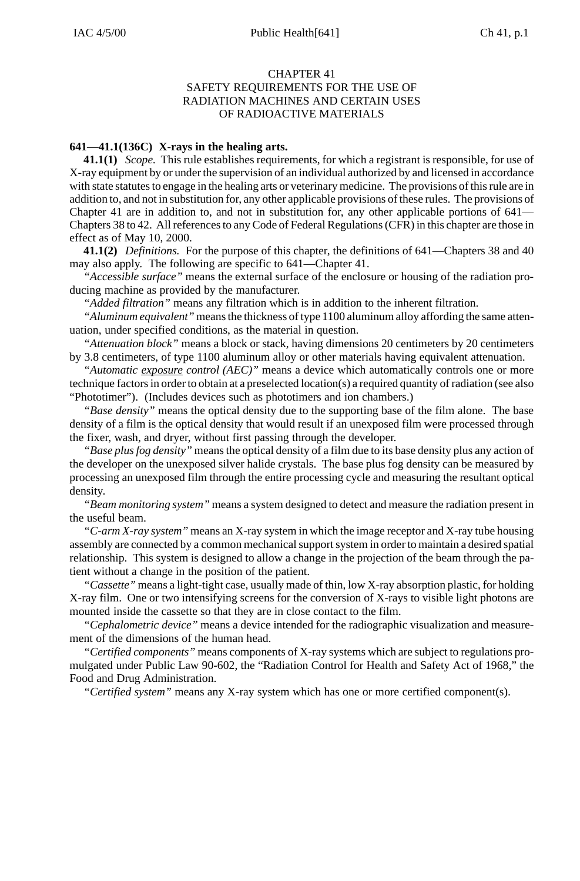# CHAPTER 41
# SAFETY REQUIREMENTS FOR THE USE OF RADIATION MACHINES AND CERTAIN USES OF RADIOACTIVE MATERIALS

**641—41.1(136C) X-rays in the healing arts.**

**41.1(1)** *Scope.* This rule establishes requirements, for which a registrant is responsible, for use of X-ray equipment by or under the supervision of an individual authorized by and licensed in accordance with state statutes to engage in the healing arts or veterinary medicine. The provisions of this rule are in addition to, and not in substitution for, any other applicable provisions of these rules. The provisions of Chapter 41 are in addition to, and not in substitution for, any other applicable portions of 641—Chapters 38 to 42. All references to any Code of Federal Regulations (CFR) in this chapter are those in effect as of May 10, 2000.

**41.1(2)** *Definitions.* For the purpose of this chapter, the definitions of 641—Chapters 38 and 40 may also apply. The following are specific to 641—Chapter 41.

"*Accessible surface*" means the external surface of the enclosure or housing of the radiation producing machine as provided by the manufacturer.

"*Added filtration*" means any filtration which is in addition to the inherent filtration.

"*Aluminum equivalent*" means the thickness of type 1100 aluminum alloy affording the same attenuation, under specified conditions, as the material in question.

"*Attenuation block*" means a block or stack, having dimensions 20 centimeters by 20 centimeters by 3.8 centimeters, of type 1100 aluminum alloy or other materials having equivalent attenuation.

"*Automatic* <u>*exposure*</u> *control (AEC)*" means a device which automatically controls one or more technique factors in order to obtain at a preselected location(s) a required quantity of radiation (see also "Phototimer"). (Includes devices such as phototimers and ion chambers.)

"*Base density*" means the optical density due to the supporting base of the film alone. The base density of a film is the optical density that would result if an unexposed film were processed through the fixer, wash, and dryer, without first passing through the developer.

"*Base plus fog density*" means the optical density of a film due to its base density plus any action of the developer on the unexposed silver halide crystals. The base plus fog density can be measured by processing an unexposed film through the entire processing cycle and measuring the resultant optical density.

"*Beam monitoring system*" means a system designed to detect and measure the radiation present in the useful beam.

"*C-arm X-ray system*" means an X-ray system in which the image receptor and X-ray tube housing assembly are connected by a common mechanical support system in order to maintain a desired spatial relationship. This system is designed to allow a change in the projection of the beam through the patient without a change in the position of the patient.

"*Cassette*" means a light-tight case, usually made of thin, low X-ray absorption plastic, for holding X-ray film. One or two intensifying screens for the conversion of X-rays to visible light photons are mounted inside the cassette so that they are in close contact to the film.

"*Cephalometric device*" means a device intended for the radiographic visualization and measurement of the dimensions of the human head.

"*Certified components*" means components of X-ray systems which are subject to regulations promulgated under Public Law 90-602, the "Radiation Control for Health and Safety Act of 1968," the Food and Drug Administration.

"*Certified system*" means any X-ray system which has one or more certified component(s).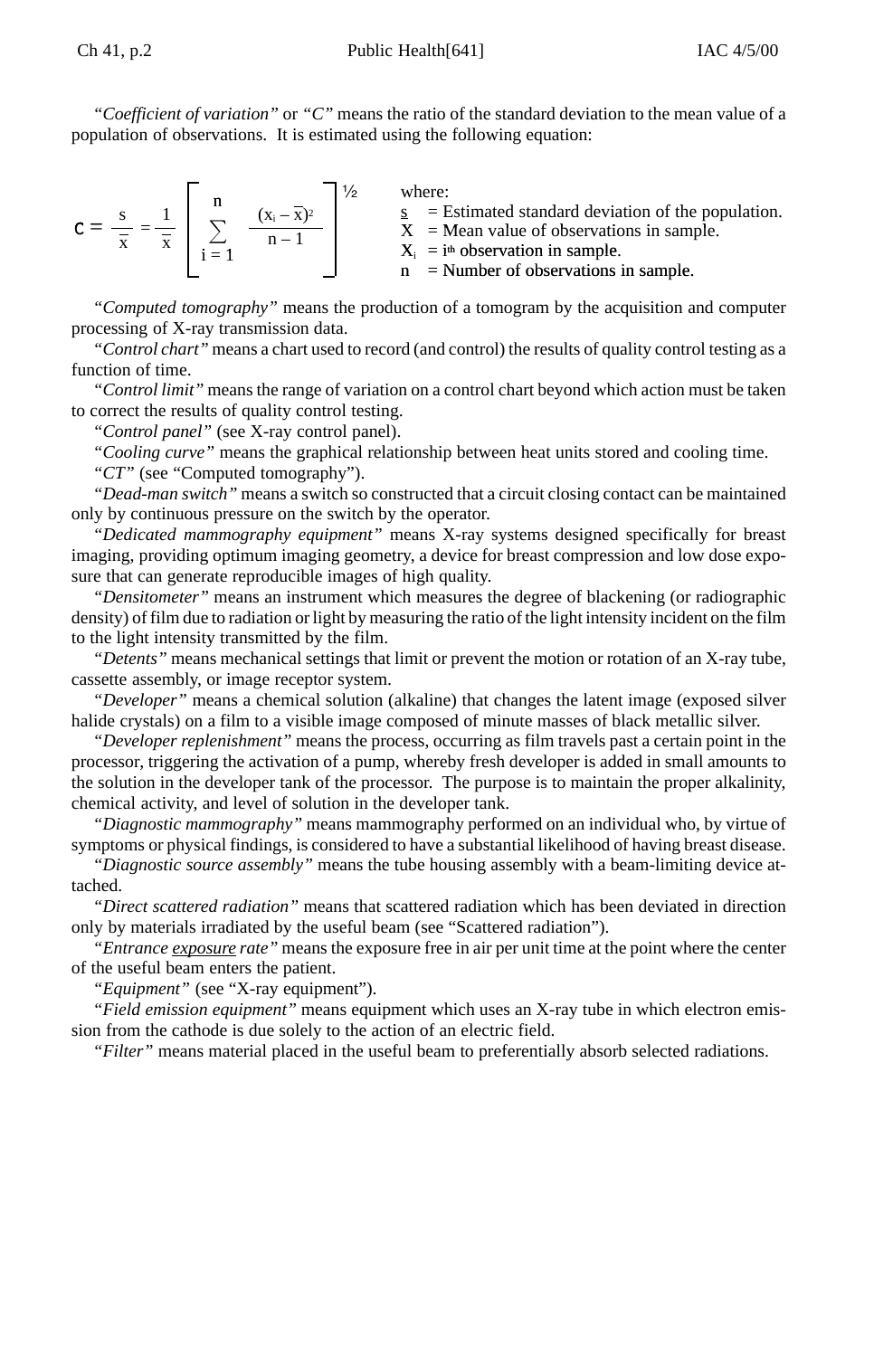"*Coefficient of variation*" or "*C*" means the ratio of the standard deviation to the mean value of a population of observations. It is estimated using the following equation:

$$C = \frac{s}{\bar{x}} = \frac{1}{\bar{x}} \left[ \sum_{i=1}^{n} \frac{(x_i - \bar{x})^2}{n-1} \right]^{1/2}$$

where:
$s$ = Estimated standard deviation of the population.
$\bar{X}$ = Mean value of observations in sample.
$X_i$ = $i^{th}$ observation in sample.
n = Number of observations in sample.

"*Computed tomography*" means the production of a tomogram by the acquisition and computer processing of X-ray transmission data.

"*Control chart*" means a chart used to record (and control) the results of quality control testing as a function of time.

"*Control limit*" means the range of variation on a control chart beyond which action must be taken to correct the results of quality control testing.

"*Control panel*" (see X-ray control panel).

"*Cooling curve*" means the graphical relationship between heat units stored and cooling time.

"*CT*" (see "Computed tomography").

"*Dead-man switch*" means a switch so constructed that a circuit closing contact can be maintained only by continuous pressure on the switch by the operator.

"*Dedicated mammography equipment*" means X-ray systems designed specifically for breast imaging, providing optimum imaging geometry, a device for breast compression and low dose exposure that can generate reproducible images of high quality.

"*Densitometer*" means an instrument which measures the degree of blackening (or radiographic density) of film due to radiation or light by measuring the ratio of the light intensity incident on the film to the light intensity transmitted by the film.

"*Detents*" means mechanical settings that limit or prevent the motion or rotation of an X-ray tube, cassette assembly, or image receptor system.

"*Developer*" means a chemical solution (alkaline) that changes the latent image (exposed silver halide crystals) on a film to a visible image composed of minute masses of black metallic silver.

"*Developer replenishment*" means the process, occurring as film travels past a certain point in the processor, triggering the activation of a pump, whereby fresh developer is added in small amounts to the solution in the developer tank of the processor. The purpose is to maintain the proper alkalinity, chemical activity, and level of solution in the developer tank.

"*Diagnostic mammography*" means mammography performed on an individual who, by virtue of symptoms or physical findings, is considered to have a substantial likelihood of having breast disease.

"*Diagnostic source assembly*" means the tube housing assembly with a beam-limiting device attached.

"*Direct scattered radiation*" means that scattered radiation which has been deviated in direction only by materials irradiated by the useful beam (see "Scattered radiation").

"*Entrance exposure rate*" means the exposure free in air per unit time at the point where the center of the useful beam enters the patient.

"*Equipment*" (see "X-ray equipment").

"*Field emission equipment*" means equipment which uses an X-ray tube in which electron emission from the cathode is due solely to the action of an electric field.

"*Filter*" means material placed in the useful beam to preferentially absorb selected radiations.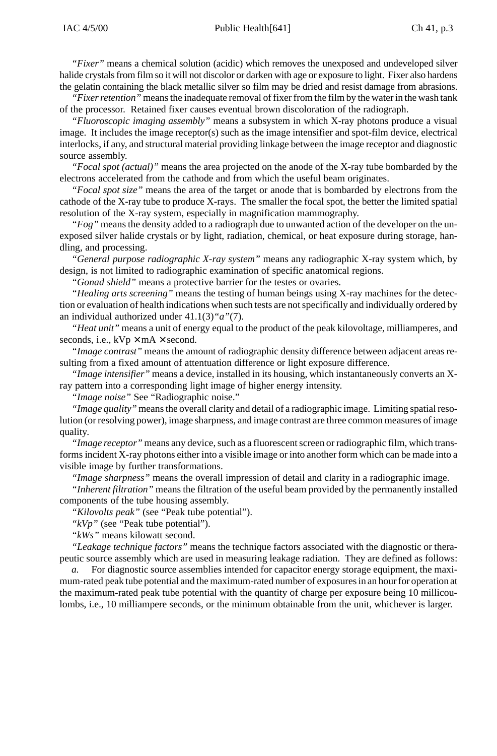*"Fixer"* means a chemical solution (acidic) which removes the unexposed and undeveloped silver halide crystals from film so it will not discolor or darken with age or exposure to light. Fixer also hardens the gelatin containing the black metallic silver so film may be dried and resist damage from abrasions.

*"Fixer retention"* means the inadequate removal of fixer from the film by the water in the wash tank of the processor. Retained fixer causes eventual brown discoloration of the radiograph.

*"Fluoroscopic imaging assembly"* means a subsystem in which X-ray photons produce a visual image. It includes the image receptor(s) such as the image intensifier and spot-film device, electrical interlocks, if any, and structural material providing linkage between the image receptor and diagnostic source assembly.

*"Focal spot (actual)"* means the area projected on the anode of the X-ray tube bombarded by the electrons accelerated from the cathode and from which the useful beam originates.

*"Focal spot size"* means the area of the target or anode that is bombarded by electrons from the cathode of the X-ray tube to produce X-rays. The smaller the focal spot, the better the limited spatial resolution of the X-ray system, especially in magnification mammography.

*"Fog"* means the density added to a radiograph due to unwanted action of the developer on the unexposed silver halide crystals or by light, radiation, chemical, or heat exposure during storage, handling, and processing.

*"General purpose radiographic X-ray system"* means any radiographic X-ray system which, by design, is not limited to radiographic examination of specific anatomical regions.

*"Gonad shield"* means a protective barrier for the testes or ovaries.

*"Healing arts screening"* means the testing of human beings using X-ray machines for the detection or evaluation of health indications when such tests are not specifically and individually ordered by an individual authorized under 41.1(3)*"a"*(7).

*"Heat unit"* means a unit of energy equal to the product of the peak kilovoltage, milliamperes, and seconds, i.e., kVp × mA × second.

*"Image contrast"* means the amount of radiographic density difference between adjacent areas resulting from a fixed amount of attentuation difference or light exposure difference.

*"Image intensifier"* means a device, installed in its housing, which instantaneously converts an X-ray pattern into a corresponding light image of higher energy intensity.

*"Image noise"* See "Radiographic noise."

*"Image quality"* means the overall clarity and detail of a radiographic image. Limiting spatial resolution (or resolving power), image sharpness, and image contrast are three common measures of image quality.

*"Image receptor"* means any device, such as a fluorescent screen or radiographic film, which transforms incident X-ray photons either into a visible image or into another form which can be made into a visible image by further transformations.

*"Image sharpness"* means the overall impression of detail and clarity in a radiographic image.

*"Inherent filtration"* means the filtration of the useful beam provided by the permanently installed components of the tube housing assembly.

*"Kilovolts peak"* (see "Peak tube potential").

*"kVp"* (see "Peak tube potential").

*"kWs"* means kilowatt second.

*"Leakage technique factors"* means the technique factors associated with the diagnostic or therapeutic source assembly which are used in measuring leakage radiation. They are defined as follows:

*a.* For diagnostic source assemblies intended for capacitor energy storage equipment, the maximum-rated peak tube potential and the maximum-rated number of exposures in an hour for operation at the maximum-rated peak tube potential with the quantity of charge per exposure being 10 millicoulombs, i.e., 10 milliampere seconds, or the minimum obtainable from the unit, whichever is larger.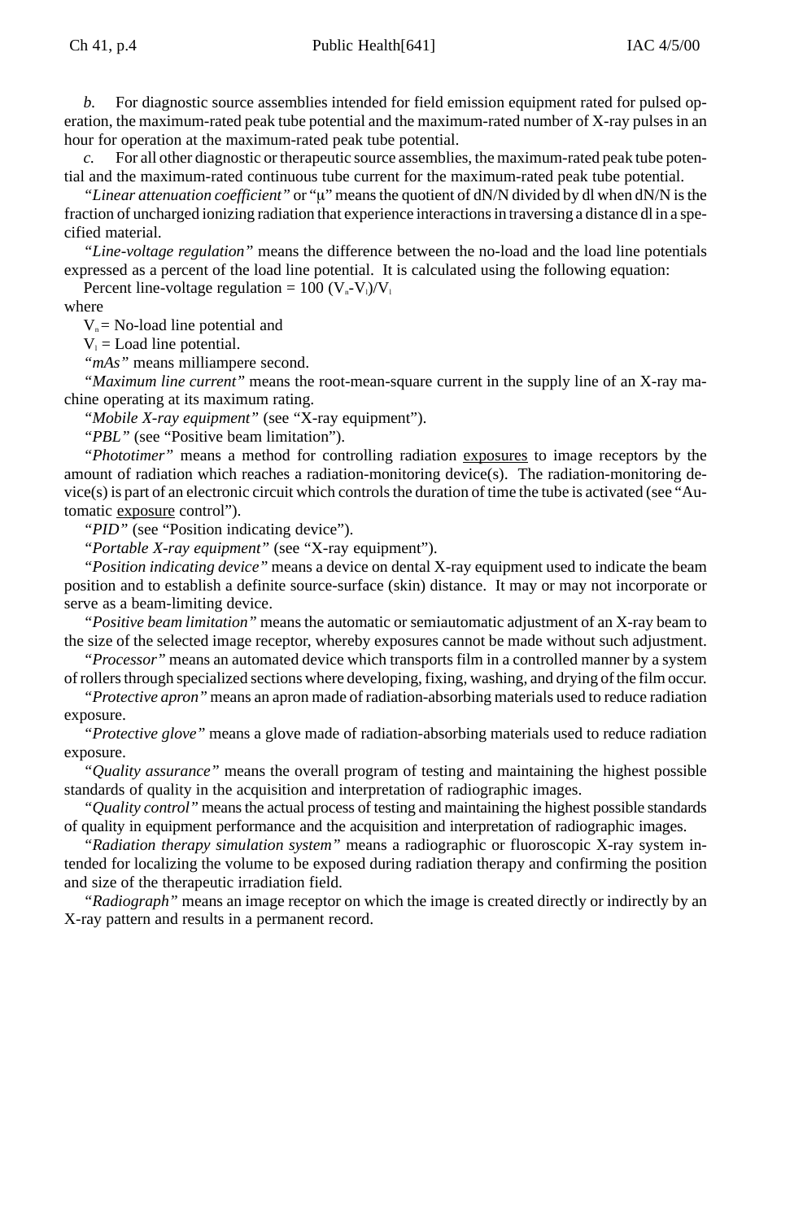*b.* For diagnostic source assemblies intended for field emission equipment rated for pulsed operation, the maximum-rated peak tube potential and the maximum-rated number of X-ray pulses in an hour for operation at the maximum-rated peak tube potential.

*c.* For all other diagnostic or therapeutic source assemblies, the maximum-rated peak tube potential and the maximum-rated continuous tube current for the maximum-rated peak tube potential.

*"Linear attenuation coefficient"* or "$\mu$" means the quotient of dN/N divided by dl when dN/N is the fraction of uncharged ionizing radiation that experience interactions in traversing a distance dl in a specified material.

*"Line-voltage regulation"* means the difference between the no-load and the load line potentials expressed as a percent of the load line potential. It is calculated using the following equation:

Percent line-voltage regulation = $100\ (V_n - V_l)/V_l$

where

$V_n$ = No-load line potential and

$V_l$ = Load line potential.

*"mAs"* means milliampere second.

*"Maximum line current"* means the root-mean-square current in the supply line of an X-ray machine operating at its maximum rating.

*"Mobile X-ray equipment"* (see "X-ray equipment").

*"PBL"* (see "Positive beam limitation").

*"Phototimer"* means a method for controlling radiation exposures to image receptors by the amount of radiation which reaches a radiation-monitoring device(s). The radiation-monitoring device(s) is part of an electronic circuit which controls the duration of time the tube is activated (see "Automatic exposure control").

*"PID"* (see "Position indicating device").

*"Portable X-ray equipment"* (see "X-ray equipment").

*"Position indicating device"* means a device on dental X-ray equipment used to indicate the beam position and to establish a definite source-surface (skin) distance. It may or may not incorporate or serve as a beam-limiting device.

*"Positive beam limitation"* means the automatic or semiautomatic adjustment of an X-ray beam to the size of the selected image receptor, whereby exposures cannot be made without such adjustment.

*"Processor"* means an automated device which transports film in a controlled manner by a system of rollers through specialized sections where developing, fixing, washing, and drying of the film occur.

*"Protective apron"* means an apron made of radiation-absorbing materials used to reduce radiation exposure.

*"Protective glove"* means a glove made of radiation-absorbing materials used to reduce radiation exposure.

*"Quality assurance"* means the overall program of testing and maintaining the highest possible standards of quality in the acquisition and interpretation of radiographic images.

*"Quality control"* means the actual process of testing and maintaining the highest possible standards of quality in equipment performance and the acquisition and interpretation of radiographic images.

*"Radiation therapy simulation system"* means a radiographic or fluoroscopic X-ray system intended for localizing the volume to be exposed during radiation therapy and confirming the position and size of the therapeutic irradiation field.

*"Radiograph"* means an image receptor on which the image is created directly or indirectly by an X-ray pattern and results in a permanent record.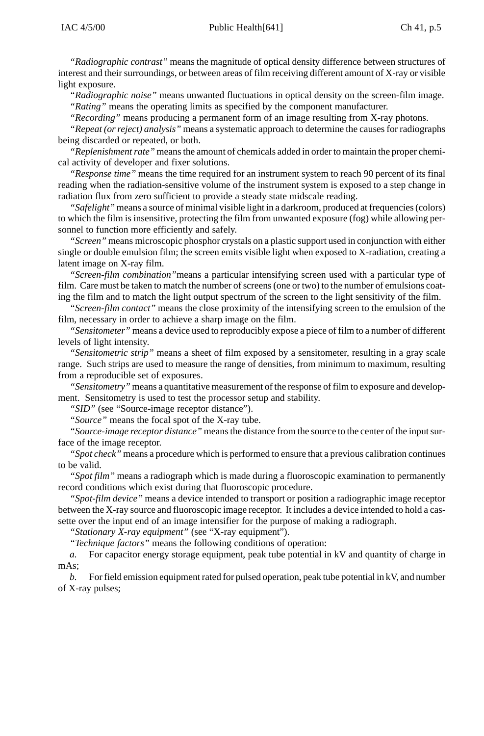"*Radiographic contrast*" means the magnitude of optical density difference between structures of interest and their surroundings, or between areas of film receiving different amount of X-ray or visible light exposure.

"*Radiographic noise*" means unwanted fluctuations in optical density on the screen-film image.

"*Rating*" means the operating limits as specified by the component manufacturer.

"*Recording*" means producing a permanent form of an image resulting from X-ray photons.

"*Repeat (or reject) analysis*" means a systematic approach to determine the causes for radiographs being discarded or repeated, or both.

"*Replenishment rate*" means the amount of chemicals added in order to maintain the proper chemical activity of developer and fixer solutions.

"*Response time*" means the time required for an instrument system to reach 90 percent of its final reading when the radiation-sensitive volume of the instrument system is exposed to a step change in radiation flux from zero sufficient to provide a steady state midscale reading.

"*Safelight*" means a source of minimal visible light in a darkroom, produced at frequencies (colors) to which the film is insensitive, protecting the film from unwanted exposure (fog) while allowing personnel to function more efficiently and safely.

"*Screen*" means microscopic phosphor crystals on a plastic support used in conjunction with either single or double emulsion film; the screen emits visible light when exposed to X-radiation, creating a latent image on X-ray film.

"*Screen-film combination*"means a particular intensifying screen used with a particular type of film. Care must be taken to match the number of screens (one or two) to the number of emulsions coating the film and to match the light output spectrum of the screen to the light sensitivity of the film.

"*Screen-film contact*" means the close proximity of the intensifying screen to the emulsion of the film, necessary in order to achieve a sharp image on the film.

"*Sensitometer*" means a device used to reproducibly expose a piece of film to a number of different levels of light intensity.

"*Sensitometric strip*" means a sheet of film exposed by a sensitometer, resulting in a gray scale range. Such strips are used to measure the range of densities, from minimum to maximum, resulting from a reproducible set of exposures.

"*Sensitometry*" means a quantitative measurement of the response of film to exposure and development. Sensitometry is used to test the processor setup and stability.

"*SID*" (see "Source-image receptor distance").

"*Source*" means the focal spot of the X-ray tube.

"*Source-image receptor distance*" means the distance from the source to the center of the input surface of the image receptor.

"*Spot check*" means a procedure which is performed to ensure that a previous calibration continues to be valid.

"*Spot film*" means a radiograph which is made during a fluoroscopic examination to permanently record conditions which exist during that fluoroscopic procedure.

"*Spot-film device*" means a device intended to transport or position a radiographic image receptor between the X-ray source and fluoroscopic image receptor. It includes a device intended to hold a cassette over the input end of an image intensifier for the purpose of making a radiograph.

"*Stationary X-ray equipment*" (see "X-ray equipment").

"*Technique factors*" means the following conditions of operation:

*a.* For capacitor energy storage equipment, peak tube potential in kV and quantity of charge in mAs;

*b.* For field emission equipment rated for pulsed operation, peak tube potential in kV, and number of X-ray pulses;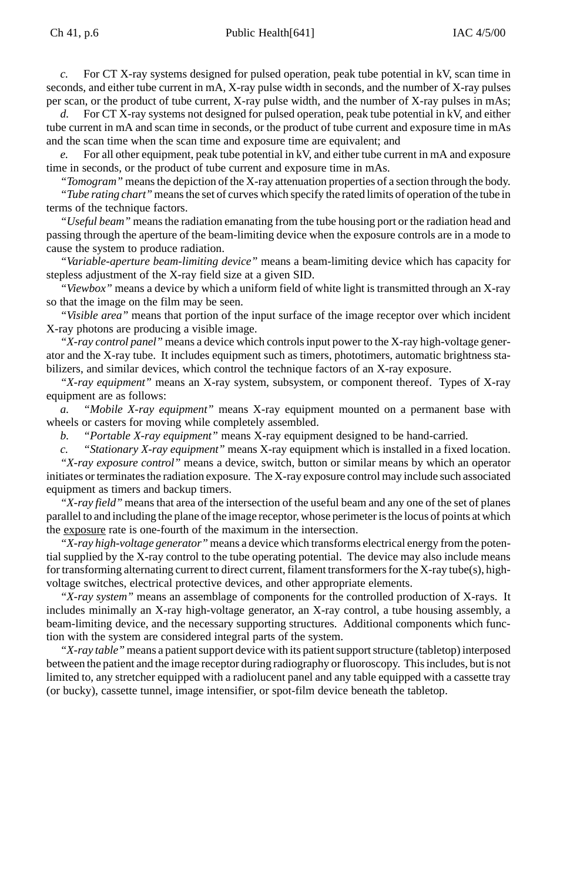*c.* For CT X-ray systems designed for pulsed operation, peak tube potential in kV, scan time in seconds, and either tube current in mA, X-ray pulse width in seconds, and the number of X-ray pulses per scan, or the product of tube current, X-ray pulse width, and the number of X-ray pulses in mAs;

*d.* For CT X-ray systems not designed for pulsed operation, peak tube potential in kV, and either tube current in mA and scan time in seconds, or the product of tube current and exposure time in mAs and the scan time when the scan time and exposure time are equivalent; and

*e.* For all other equipment, peak tube potential in kV, and either tube current in mA and exposure time in seconds, or the product of tube current and exposure time in mAs.

*"Tomogram"* means the depiction of the X-ray attenuation properties of a section through the body.

*"Tube rating chart"* means the set of curves which specify the rated limits of operation of the tube in terms of the technique factors.

*"Useful beam"* means the radiation emanating from the tube housing port or the radiation head and passing through the aperture of the beam-limiting device when the exposure controls are in a mode to cause the system to produce radiation.

*"Variable-aperture beam-limiting device"* means a beam-limiting device which has capacity for stepless adjustment of the X-ray field size at a given SID.

*"Viewbox"* means a device by which a uniform field of white light is transmitted through an X-ray so that the image on the film may be seen.

*"Visible area"* means that portion of the input surface of the image receptor over which incident X-ray photons are producing a visible image.

*"X-ray control panel"* means a device which controls input power to the X-ray high-voltage generator and the X-ray tube. It includes equipment such as timers, phototimers, automatic brightness stabilizers, and similar devices, which control the technique factors of an X-ray exposure.

*"X-ray equipment"* means an X-ray system, subsystem, or component thereof. Types of X-ray equipment are as follows:

*a.* *"Mobile X-ray equipment"* means X-ray equipment mounted on a permanent base with wheels or casters for moving while completely assembled.

*b.* *"Portable X-ray equipment"* means X-ray equipment designed to be hand-carried.

*c.* *"Stationary X-ray equipment"* means X-ray equipment which is installed in a fixed location.

*"X-ray exposure control"* means a device, switch, button or similar means by which an operator initiates or terminates the radiation exposure. The X-ray exposure control may include such associated equipment as timers and backup timers.

*"X-ray field"* means that area of the intersection of the useful beam and any one of the set of planes parallel to and including the plane of the image receptor, whose perimeter is the locus of points at which the exposure rate is one-fourth of the maximum in the intersection.

*"X-ray high-voltage generator"* means a device which transforms electrical energy from the potential supplied by the X-ray control to the tube operating potential. The device may also include means for transforming alternating current to direct current, filament transformers for the X-ray tube(s), high-voltage switches, electrical protective devices, and other appropriate elements.

*"X-ray system"* means an assemblage of components for the controlled production of X-rays. It includes minimally an X-ray high-voltage generator, an X-ray control, a tube housing assembly, a beam-limiting device, and the necessary supporting structures. Additional components which function with the system are considered integral parts of the system.

*"X-ray table"* means a patient support device with its patient support structure (tabletop) interposed between the patient and the image receptor during radiography or fluoroscopy. This includes, but is not limited to, any stretcher equipped with a radiolucent panel and any table equipped with a cassette tray (or bucky), cassette tunnel, image intensifier, or spot-film device beneath the tabletop.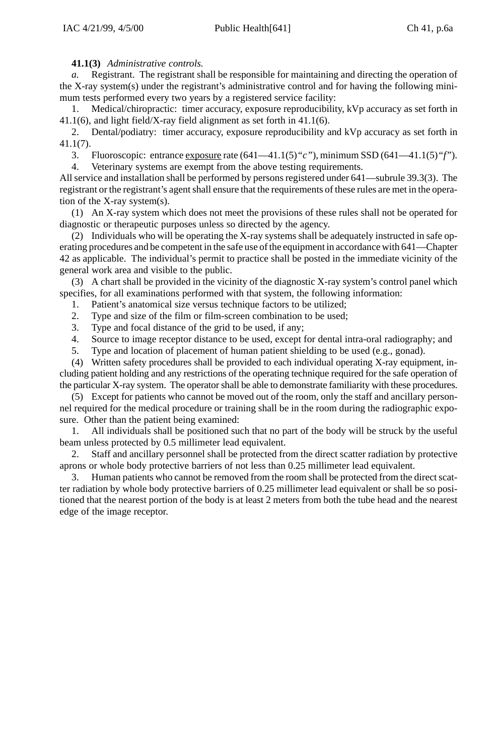**41.1(3)** *Administrative controls.*

*a.* Registrant. The registrant shall be responsible for maintaining and directing the operation of the X-ray system(s) under the registrant's administrative control and for having the following minimum tests performed every two years by a registered service facility:

1. Medical/chiropractic: timer accuracy, exposure reproducibility, kVp accuracy as set forth in 41.1(6), and light field/X-ray field alignment as set forth in 41.1(6).
2. Dental/podiatry: timer accuracy, exposure reproducibility and kVp accuracy as set forth in 41.1(7).
3. Fluoroscopic: entrance exposure rate (641—41.1(5)*"c"*), minimum SSD (641—41.1(5)*"f"*).
4. Veterinary systems are exempt from the above testing requirements.

All service and installation shall be performed by persons registered under 641—subrule 39.3(3). The registrant or the registrant's agent shall ensure that the requirements of these rules are met in the operation of the X-ray system(s).

(1) An X-ray system which does not meet the provisions of these rules shall not be operated for diagnostic or therapeutic purposes unless so directed by the agency.

(2) Individuals who will be operating the X-ray systems shall be adequately instructed in safe operating procedures and be competent in the safe use of the equipment in accordance with 641—Chapter 42 as applicable. The individual's permit to practice shall be posted in the immediate vicinity of the general work area and visible to the public.

(3) A chart shall be provided in the vicinity of the diagnostic X-ray system's control panel which specifies, for all examinations performed with that system, the following information:

1. Patient's anatomical size versus technique factors to be utilized;
2. Type and size of the film or film-screen combination to be used;
3. Type and focal distance of the grid to be used, if any;
4. Source to image receptor distance to be used, except for dental intra-oral radiography; and
5. Type and location of placement of human patient shielding to be used (e.g., gonad).

(4) Written safety procedures shall be provided to each individual operating X-ray equipment, including patient holding and any restrictions of the operating technique required for the safe operation of the particular X-ray system. The operator shall be able to demonstrate familiarity with these procedures.

(5) Except for patients who cannot be moved out of the room, only the staff and ancillary personnel required for the medical procedure or training shall be in the room during the radiographic exposure. Other than the patient being examined:

1. All individuals shall be positioned such that no part of the body will be struck by the useful beam unless protected by 0.5 millimeter lead equivalent.
2. Staff and ancillary personnel shall be protected from the direct scatter radiation by protective aprons or whole body protective barriers of not less than 0.25 millimeter lead equivalent.
3. Human patients who cannot be removed from the room shall be protected from the direct scatter radiation by whole body protective barriers of 0.25 millimeter lead equivalent or shall be so positioned that the nearest portion of the body is at least 2 meters from both the tube head and the nearest edge of the image receptor.